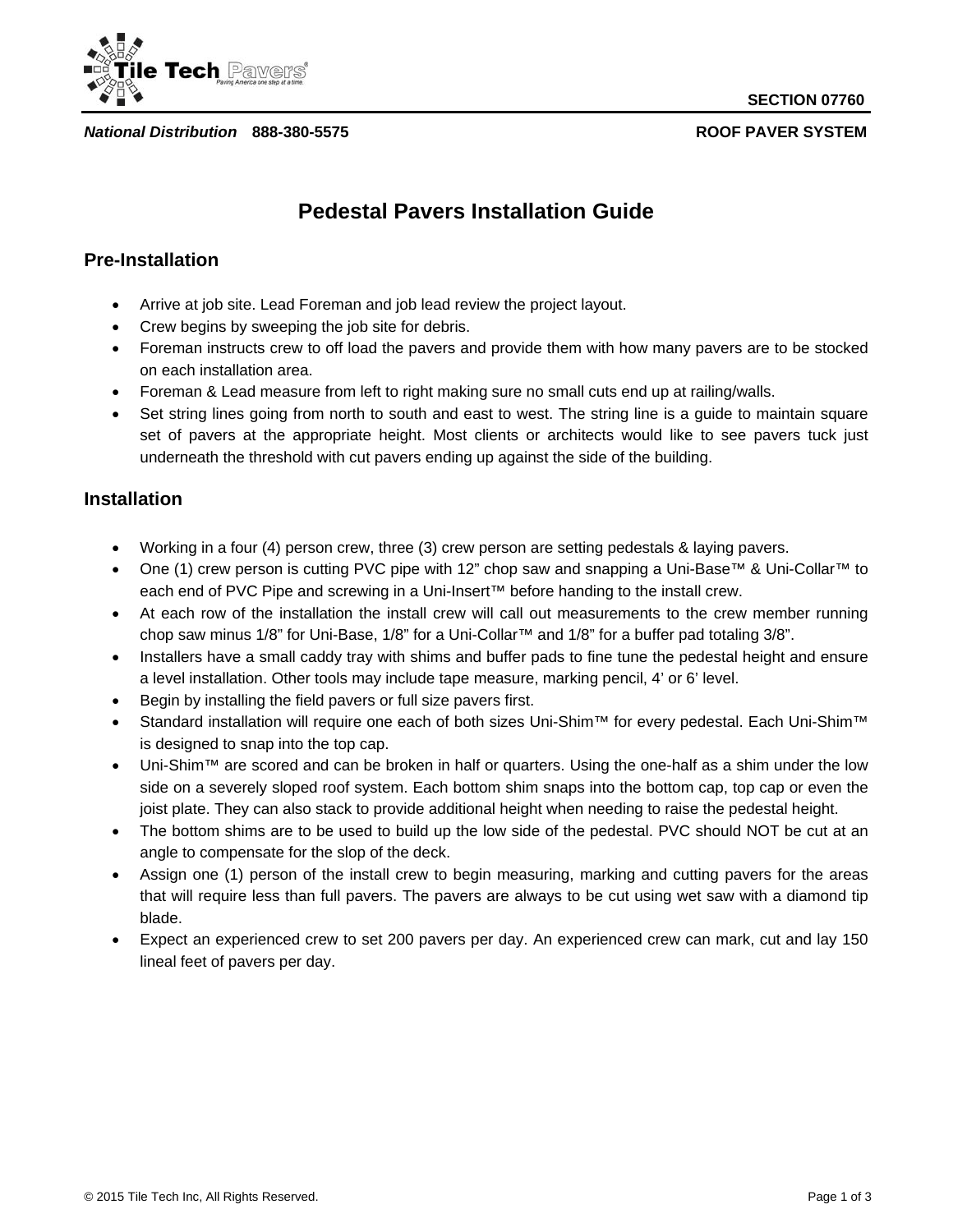SECTION 07760

*National Distribution* **888-380-5575** **ROOF PAVER SYSTEM**

# Pedestal Pavers Installation Guide

## Pre-Installation

- Arrive at job site. Lead Foreman and job lead review the project layout.
- Crew begins by sweeping the job site for debris.
- Foreman instructs crew to off load the pavers and provide them with how many pavers are to be stocked on each installation area.
- Foreman & Lead measure from left to right making sure no small cuts end up at railing/walls.
- Set string lines going from north to south and east to west. The string line is a guide to maintain square set of pavers at the appropriate height. Most clients or architects would like to see pavers tuck just underneath the threshold with cut pavers ending up against the side of the building.

## Installation

- Working in a four (4) person crew, three (3) crew person are setting pedestals & laying pavers.
- One (1) crew person is cutting PVC pipe with 12" chop saw and snapping a Uni-Base™ & Uni-Collar™ to each end of PVC Pipe and screwing in a Uni-Insert™ before handing to the install crew.
- At each row of the installation the install crew will call out measurements to the crew member running chop saw minus 1/8" for Uni-Base, 1/8" for a Uni-Collar™ and 1/8" for a buffer pad totaling 3/8".
- Installers have a small caddy tray with shims and buffer pads to fine tune the pedestal height and ensure a level installation. Other tools may include tape measure, marking pencil, 4' or 6' level.
- Begin by installing the field pavers or full size pavers first.
- Standard installation will require one each of both sizes Uni-Shim™ for every pedestal. Each Uni-Shim™ is designed to snap into the top cap.
- Uni-Shim™ are scored and can be broken in half or quarters. Using the one-half as a shim under the low side on a severely sloped roof system. Each bottom shim snaps into the bottom cap, top cap or even the joist plate. They can also stack to provide additional height when needing to raise the pedestal height.
- The bottom shims are to be used to build up the low side of the pedestal. PVC should NOT be cut at an angle to compensate for the slop of the deck.
- Assign one (1) person of the install crew to begin measuring, marking and cutting pavers for the areas that will require less than full pavers. The pavers are always to be cut using wet saw with a diamond tip blade.
- Expect an experienced crew to set 200 pavers per day. An experienced crew can mark, cut and lay 150 lineal feet of pavers per day.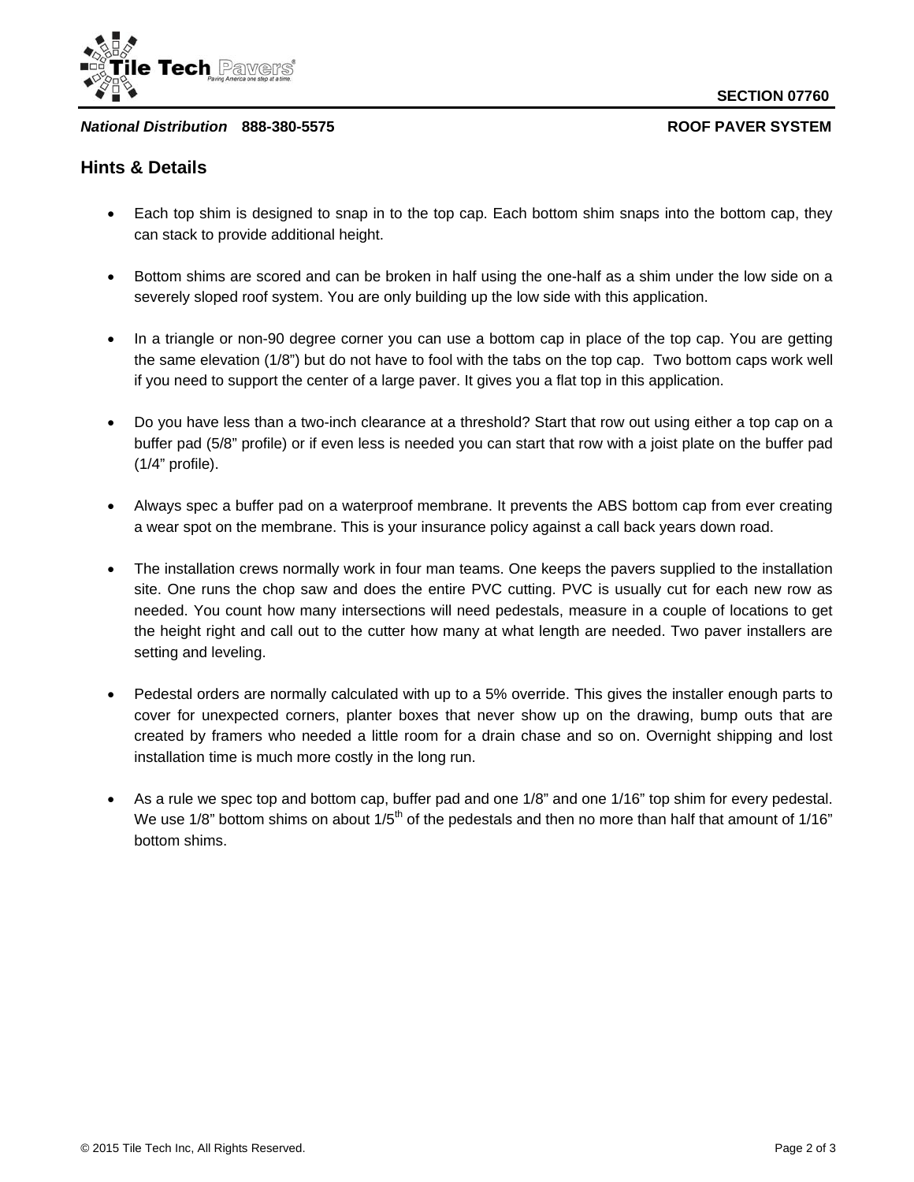## Hints & Details

- Each top shim is designed to snap in to the top cap. Each bottom shim snaps into the bottom cap, they can stack to provide additional height.

- Bottom shims are scored and can be broken in half using the one-half as a shim under the low side on a severely sloped roof system. You are only building up the low side with this application.

- In a triangle or non-90 degree corner you can use a bottom cap in place of the top cap. You are getting the same elevation (1/8") but do not have to fool with the tabs on the top cap. Two bottom caps work well if you need to support the center of a large paver. It gives you a flat top in this application.

- Do you have less than a two-inch clearance at a threshold? Start that row out using either a top cap on a buffer pad (5/8" profile) or if even less is needed you can start that row with a joist plate on the buffer pad (1/4" profile).

- Always spec a buffer pad on a waterproof membrane. It prevents the ABS bottom cap from ever creating a wear spot on the membrane. This is your insurance policy against a call back years down road.

- The installation crews normally work in four man teams. One keeps the pavers supplied to the installation site. One runs the chop saw and does the entire PVC cutting. PVC is usually cut for each new row as needed. You count how many intersections will need pedestals, measure in a couple of locations to get the height right and call out to the cutter how many at what length are needed. Two paver installers are setting and leveling.

- Pedestal orders are normally calculated with up to a 5% override. This gives the installer enough parts to cover for unexpected corners, planter boxes that never show up on the drawing, bump outs that are created by framers who needed a little room for a drain chase and so on. Overnight shipping and lost installation time is much more costly in the long run.

- As a rule we spec top and bottom cap, buffer pad and one 1/8" and one 1/16" top shim for every pedestal. We use 1/8" bottom shims on about 1/5th of the pedestals and then no more than half that amount of 1/16" bottom shims.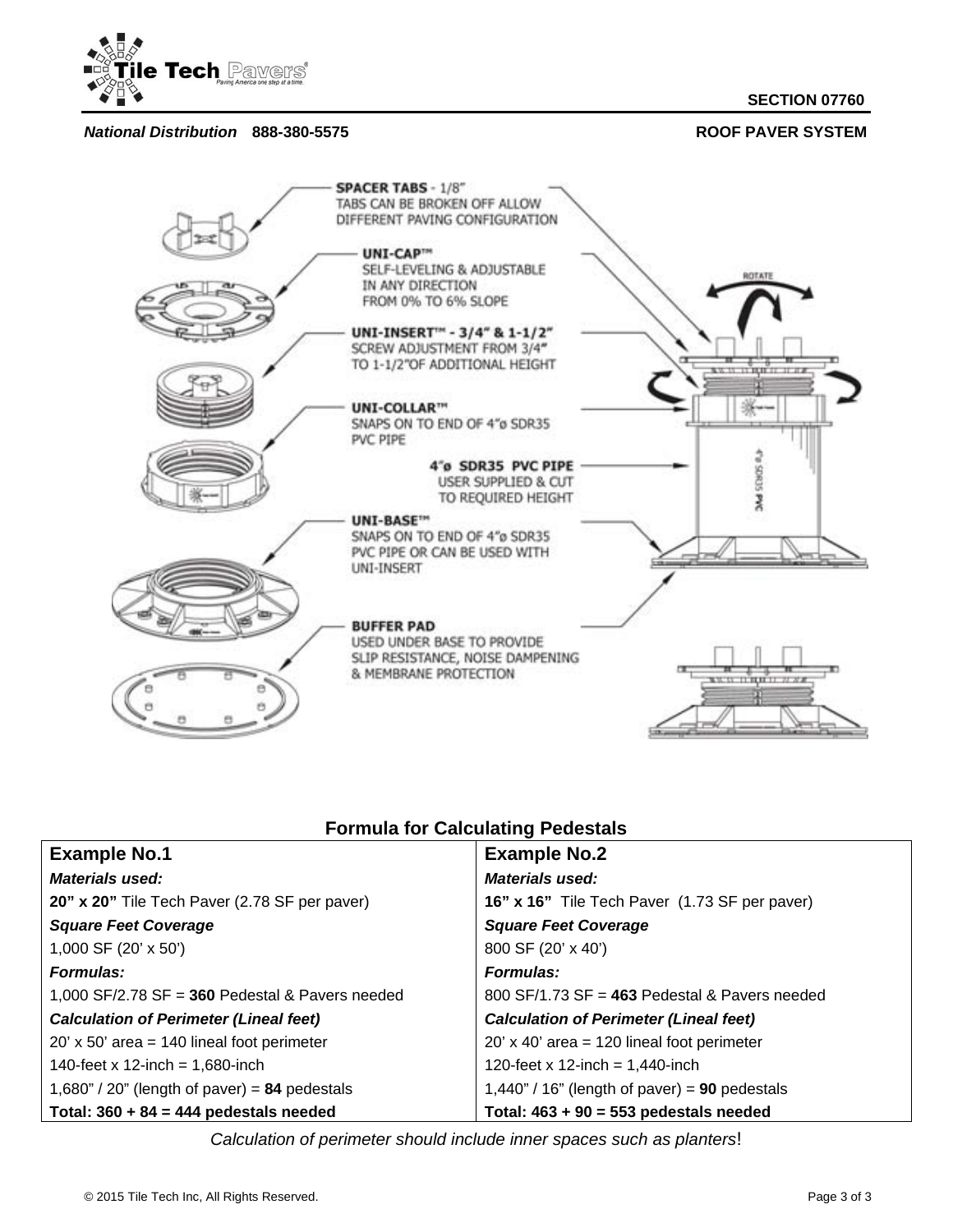SECTION 07760

*National Distribution* 888-380-5575

ROOF PAVER SYSTEM

SPACER TABS - 1/8"
TABS CAN BE BROKEN OFF ALLOW DIFFERENT PAVING CONFIGURATION

UNI-CAP™
SELF-LEVELING & ADJUSTABLE IN ANY DIRECTION FROM 0% TO 6% SLOPE

UNI-INSERT™ - 3/4" & 1-1/2"
SCREW ADJUSTMENT FROM 3/4" TO 1-1/2"OF ADDITIONAL HEIGHT

UNI-COLLAR™
SNAPS ON TO END OF 4"ø SDR35 PVC PIPE

4"ø SDR35 PVC PIPE
USER SUPPLIED & CUT TO REQUIRED HEIGHT

UNI-BASE™
SNAPS ON TO END OF 4"ø SDR35 PVC PIPE OR CAN BE USED WITH UNI-INSERT

BUFFER PAD
USED UNDER BASE TO PROVIDE SLIP RESISTANCE, NOISE DAMPENING & MEMBRANE PROTECTION

ROTATE

## Formula for Calculating Pedestals

| Example No.1 | Example No.2 |
|---|---|
| ***Materials used:*** | ***Materials used:*** |
| **20" x 20"** Tile Tech Paver (2.78 SF per paver) | **16" x 16"** Tile Tech Paver (1.73 SF per paver) |
| ***Square Feet Coverage*** | ***Square Feet Coverage*** |
| 1,000 SF (20' x 50') | 800 SF (20' x 40') |
| ***Formulas:*** | ***Formulas:*** |
| 1,000 SF/2.78 SF = **360** Pedestal & Pavers needed | 800 SF/1.73 SF = **463** Pedestal & Pavers needed |
| ***Calculation of Perimeter (Lineal feet)*** | ***Calculation of Perimeter (Lineal feet)*** |
| 20' x 50' area = 140 lineal foot perimeter | 20' x 40' area = 120 lineal foot perimeter |
| 140-feet x 12-inch = 1,680-inch | 120-feet x 12-inch = 1,440-inch |
| 1,680" / 20" (length of paver) = **84** pedestals | 1,440" / 16" (length of paver) = **90** pedestals |
| **Total: 360 + 84 = 444 pedestals needed** | **Total: 463 + 90 = 553 pedestals needed** |

*Calculation of perimeter should include inner spaces such as planters*!

© 2015 Tile Tech Inc, All Rights Reserved.